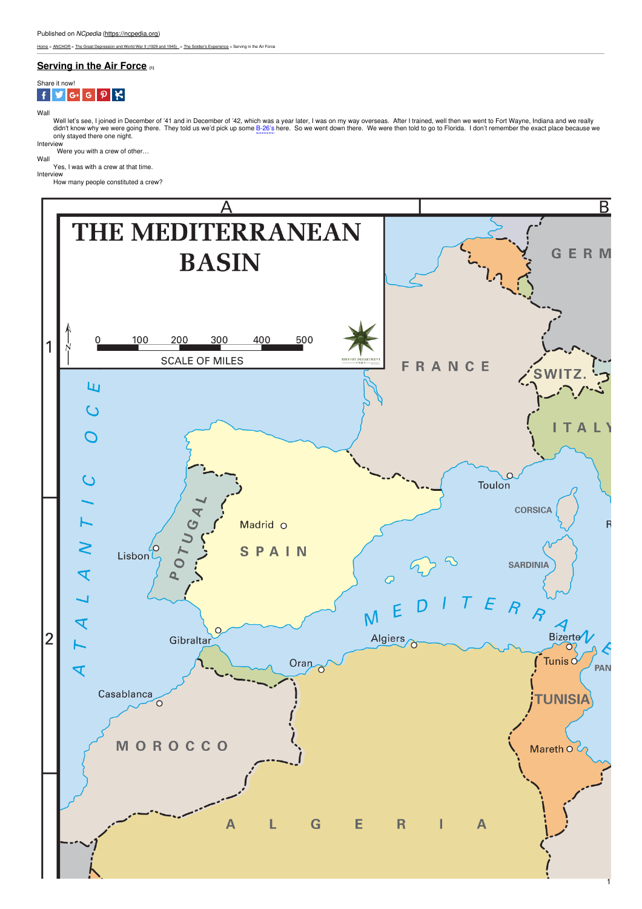Published on *NCpedia* (https://ncpedia.org)

Home > ANCHOR > The Great Depression and World War II (1929 and 1945) > The Soldier's Experience > Serving in the Air Force

## Serving in the Air Force [1]

Share it now!

Wall
: Well let's see, I joined in December of '41 and in December of '42, which was a year later, I was on my way overseas. After I trained, well then we went to Fort Wayne, Indiana and we really didn't know why we were going there. They told us we'd pick up some B-26's here. So we went down there. We were then told to go to Florida. I don't remember the exact place because we only stayed there one night.

Interview
: Were you with a crew of other…

Wall
: Yes, I was with a crew at that time.

Interview
: How many people constituted a crew?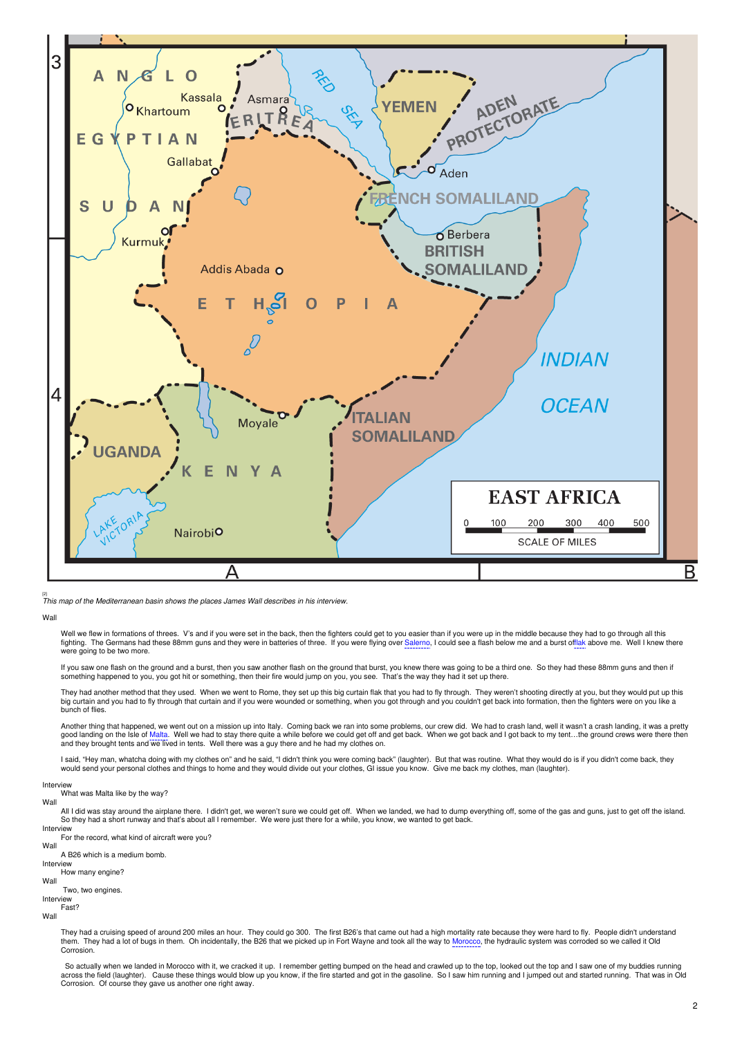[2]
*This map of the Mediterranean basin shows the places James Wall describes in his interview.*

Wall

Well we flew in formations of threes. V's and if you were set in the back, then the fighters could get to you easier than if you were up in the middle because they had to go through all this fighting. The Germans had these 88mm guns and they were in batteries of three. If you were flying over Salerno, I could see a flash below me and a burst offlak above me. Well I knew there were going to be two more.

If you saw one flash on the ground and a burst, then you saw another flash on the ground that burst, you knew there was going to be a third one. So they had these 88mm guns and then if something happened to you, you got hit or something, then their fire would jump on you, you see. That's the way they had it set up there.

They had another method that they used. When we went to Rome, they set up this big curtain flak that you had to fly through. They weren't shooting directly at you, but they would put up this big curtain and you had to fly through that curtain and if you were wounded or something, when you got through and you couldn't get back into formation, then the fighters were on you like a bunch of flies.

Another thing that happened, we went out on a mission up into Italy. Coming back we ran into some problems, our crew did. We had to crash land, well it wasn't a crash landing, it was a pretty good landing on the Isle of Malta. Well we had to stay there quite a while before we could get off and get back. When we got back and I got back to my tent…the ground crews were there then and they brought tents and we lived in tents. Well there was a guy there and he had my clothes on.

I said, "Hey man, whatcha doing with my clothes on" and he said, "I didn't think you were coming back" (laughter). But that was routine. What they would do is if you didn't come back, they would send your personal clothes and things to home and they would divide out your clothes, GI issue you know. Give me back my clothes, man (laughter).

Interview
What was Malta like by the way?

Wall
All I did was stay around the airplane there. I didn't get, we weren't sure we could get off. When we landed, we had to dump everything off, some of the gas and guns, just to get off the island. So they had a short runway and that's about all I remember. We were just there for a while, you know, we wanted to get back.

Interview
For the record, what kind of aircraft were you?

Wall
A B26 which is a medium bomb.

Interview
How many engine?

Wall
Two, two engines.

Interview
Fast?

Wall

They had a cruising speed of around 200 miles an hour. They could go 300. The first B26's that came out had a high mortality rate because they were hard to fly. People didn't understand them. They had a lot of bugs in them. Oh incidentally, the B26 that we picked up in Fort Wayne and took all the way to Morocco, the hydraulic system was corroded so we called it Old Corrosion.

So actually when we landed in Morocco with it, we cracked it up. I remember getting bumped on the head and crawled up to the top, looked out the top and I saw one of my buddies running across the field (laughter). Cause these things would blow up you know, if the fire started and got in the gasoline. So I saw him running and I jumped out and started running. That was in Old Corrosion. Of course they gave us another one right away.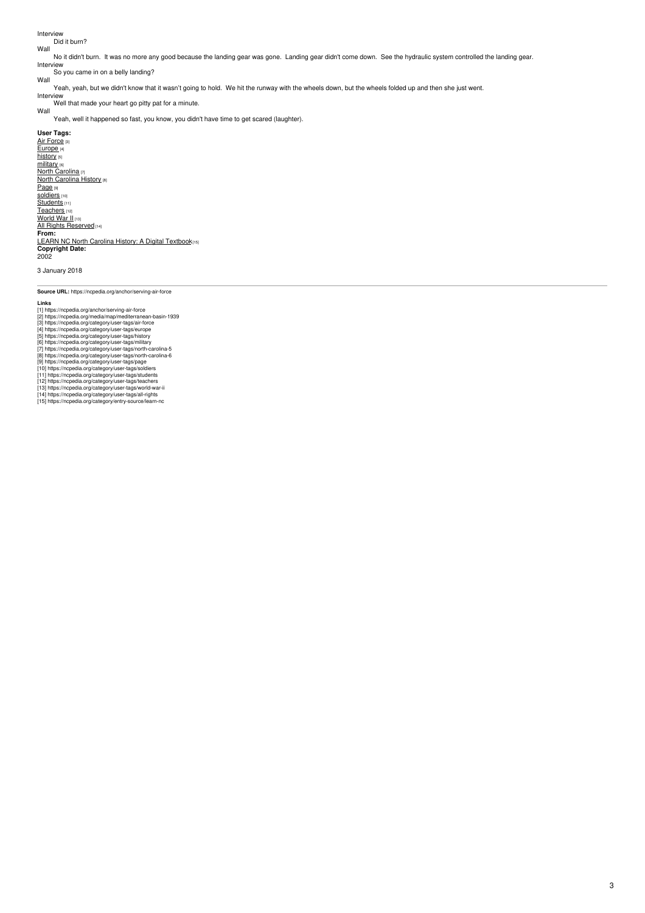Interview

Did it burn?

Wall

No it didn't burn. It was no more any good because the landing gear was gone. Landing gear didn't come down. See the hydraulic system controlled the landing gear.

Interview

So you came in on a belly landing?

Wall

Yeah, yeah, but we didn't know that it wasn't going to hold. We hit the runway with the wheels down, but the wheels folded up and then she just went.

Interview

Well that made your heart go pitty pat for a minute.

Wall

Yeah, well it happened so fast, you know, you didn't have time to get scared (laughter).

**User Tags:**
Air Force [3]
Europe [4]
history [5]
military [6]
North Carolina [7]
North Carolina History [8]
Page [9]
soldiers [10]
Students [11]
Teachers [12]
World War II [13]
All Rights Reserved [14]
**From:**
LEARN NC North Carolina History: A Digital Textbook [15]
**Copyright Date:**
2002

3 January 2018

---

**Source URL:** https://ncpedia.org/anchor/serving-air-force

**Links**
[1] https://ncpedia.org/anchor/serving-air-force
[2] https://ncpedia.org/media/map/mediterranean-basin-1939
[3] https://ncpedia.org/category/user-tags/air-force
[4] https://ncpedia.org/category/user-tags/europe
[5] https://ncpedia.org/category/user-tags/history
[6] https://ncpedia.org/category/user-tags/military
[7] https://ncpedia.org/category/user-tags/north-carolina-5
[8] https://ncpedia.org/category/user-tags/north-carolina-6
[9] https://ncpedia.org/category/user-tags/page
[10] https://ncpedia.org/category/user-tags/soldiers
[11] https://ncpedia.org/category/user-tags/students
[12] https://ncpedia.org/category/user-tags/teachers
[13] https://ncpedia.org/category/user-tags/world-war-ii
[14] https://ncpedia.org/category/user-tags/all-rights
[15] https://ncpedia.org/category/entry-source/learn-nc